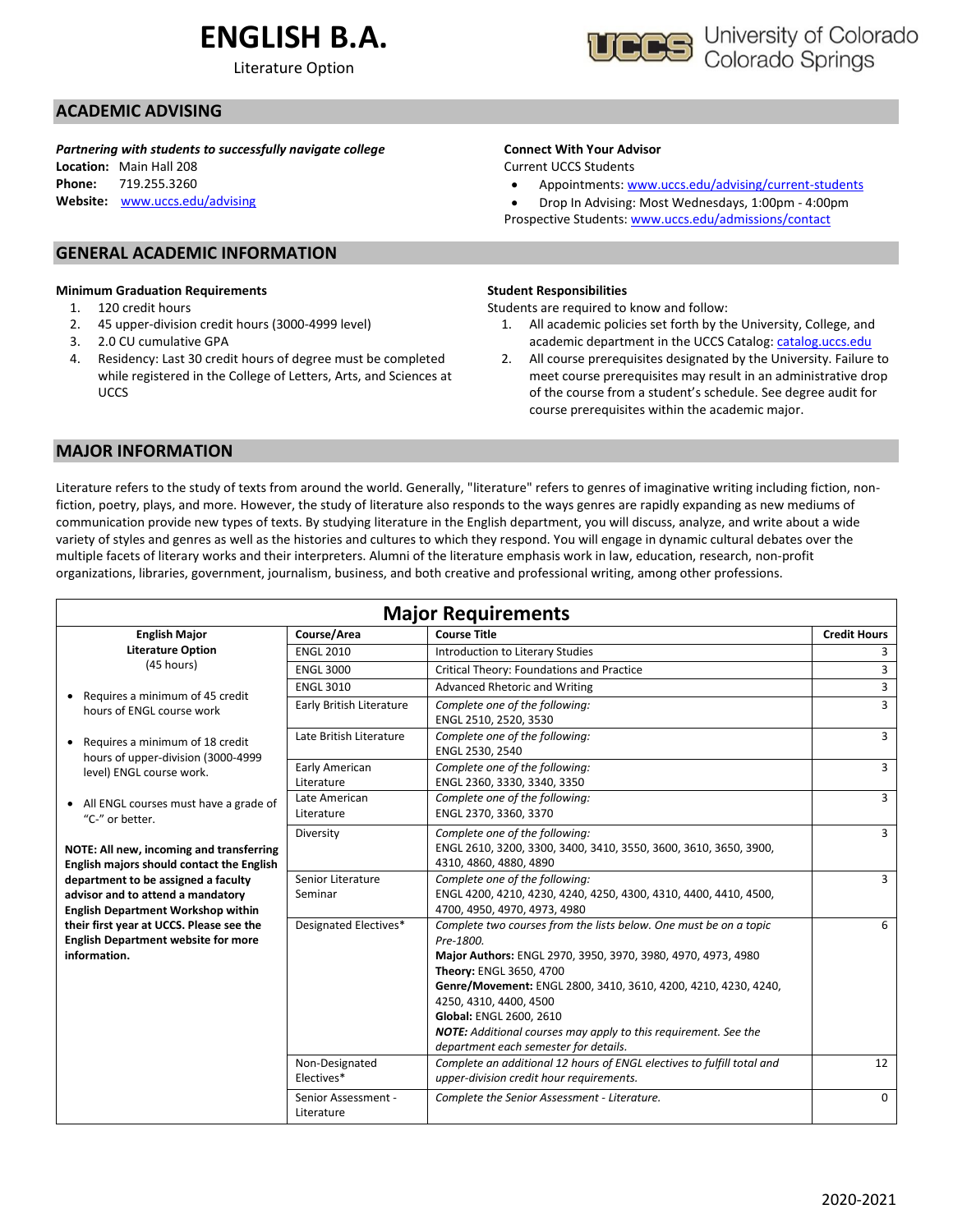# ENGLISH B.A.

Literature Option

University of Colorado Colorado Springs

## ACADEMIC ADVISING

***Partnering with students to successfully navigate college***

**Location:** Main Hall 208
**Phone:** 719.255.3260
**Website:** www.uccs.edu/advising

**Connect With Your Advisor**

Current UCCS Students

- Appointments: www.uccs.edu/advising/current-students
- Drop In Advising: Most Wednesdays, 1:00pm - 4:00pm

Prospective Students: www.uccs.edu/admissions/contact

## GENERAL ACADEMIC INFORMATION

**Minimum Graduation Requirements**

1. 120 credit hours
2. 45 upper-division credit hours (3000-4999 level)
3. 2.0 CU cumulative GPA
4. Residency: Last 30 credit hours of degree must be completed while registered in the College of Letters, Arts, and Sciences at UCCS

**Student Responsibilities**

Students are required to know and follow:

1. All academic policies set forth by the University, College, and academic department in the UCCS Catalog: catalog.uccs.edu
2. All course prerequisites designated by the University. Failure to meet course prerequisites may result in an administrative drop of the course from a student's schedule. See degree audit for course prerequisites within the academic major.

## MAJOR INFORMATION

Literature refers to the study of texts from around the world. Generally, "literature" refers to genres of imaginative writing including fiction, non-fiction, poetry, plays, and more. However, the study of literature also responds to the ways genres are rapidly expanding as new mediums of communication provide new types of texts. By studying literature in the English department, you will discuss, analyze, and write about a wide variety of styles and genres as well as the histories and cultures to which they respond. You will engage in dynamic cultural debates over the multiple facets of literary works and their interpreters. Alumni of the literature emphasis work in law, education, research, non-profit organizations, libraries, government, journalism, business, and both creative and professional writing, among other professions.

### Major Requirements

| English Major Literature Option (45 hours) | Course/Area | Course Title | Credit Hours |
|---|---|---|---|
| • Requires a minimum of 45 credit hours of ENGL course work | ENGL 2010 | Introduction to Literary Studies | 3 |
| • Requires a minimum of 18 credit hours of upper-division (3000-4999 level) ENGL course work. | ENGL 3000 | Critical Theory: Foundations and Practice | 3 |
| • All ENGL courses must have a grade of "C-" or better. | ENGL 3010 | Advanced Rhetoric and Writing | 3 |
| **NOTE: All new, incoming and transferring English majors should contact the English department to be assigned a faculty advisor and to attend a mandatory English Department Workshop within their first year at UCCS. Please see the English Department website for more information.** | Early British Literature | *Complete one of the following:* ENGL 2510, 2520, 3530 | 3 |
| | Late British Literature | *Complete one of the following:* ENGL 2530, 2540 | 3 |
| | Early American Literature | *Complete one of the following:* ENGL 2360, 3330, 3340, 3350 | 3 |
| | Late American Literature | *Complete one of the following:* ENGL 2370, 3360, 3370 | 3 |
| | Diversity | *Complete one of the following:* ENGL 2610, 3200, 3300, 3400, 3410, 3550, 3600, 3610, 3650, 3900, 4310, 4860, 4880, 4890 | 3 |
| | Senior Literature Seminar | *Complete one of the following:* ENGL 4200, 4210, 4230, 4240, 4250, 4300, 4310, 4400, 4410, 4500, 4700, 4950, 4970, 4973, 4980 | 3 |
| | Designated Electives* | *Complete two courses from the lists below. One must be on a topic Pre-1800.* **Major Authors:** ENGL 2970, 3950, 3970, 3980, 4970, 4973, 4980 **Theory:** ENGL 3650, 4700 **Genre/Movement:** ENGL 2800, 3410, 3610, 4200, 4210, 4230, 4240, 4250, 4310, 4400, 4500 **Global:** ENGL 2600, 2610 ***NOTE:** Additional courses may apply to this requirement. See the department each semester for details.* | 6 |
| | Non-Designated Electives* | *Complete an additional 12 hours of ENGL electives to fulfill total and upper-division credit hour requirements.* | 12 |
| | Senior Assessment - Literature | *Complete the Senior Assessment - Literature.* | 0 |

2020-2021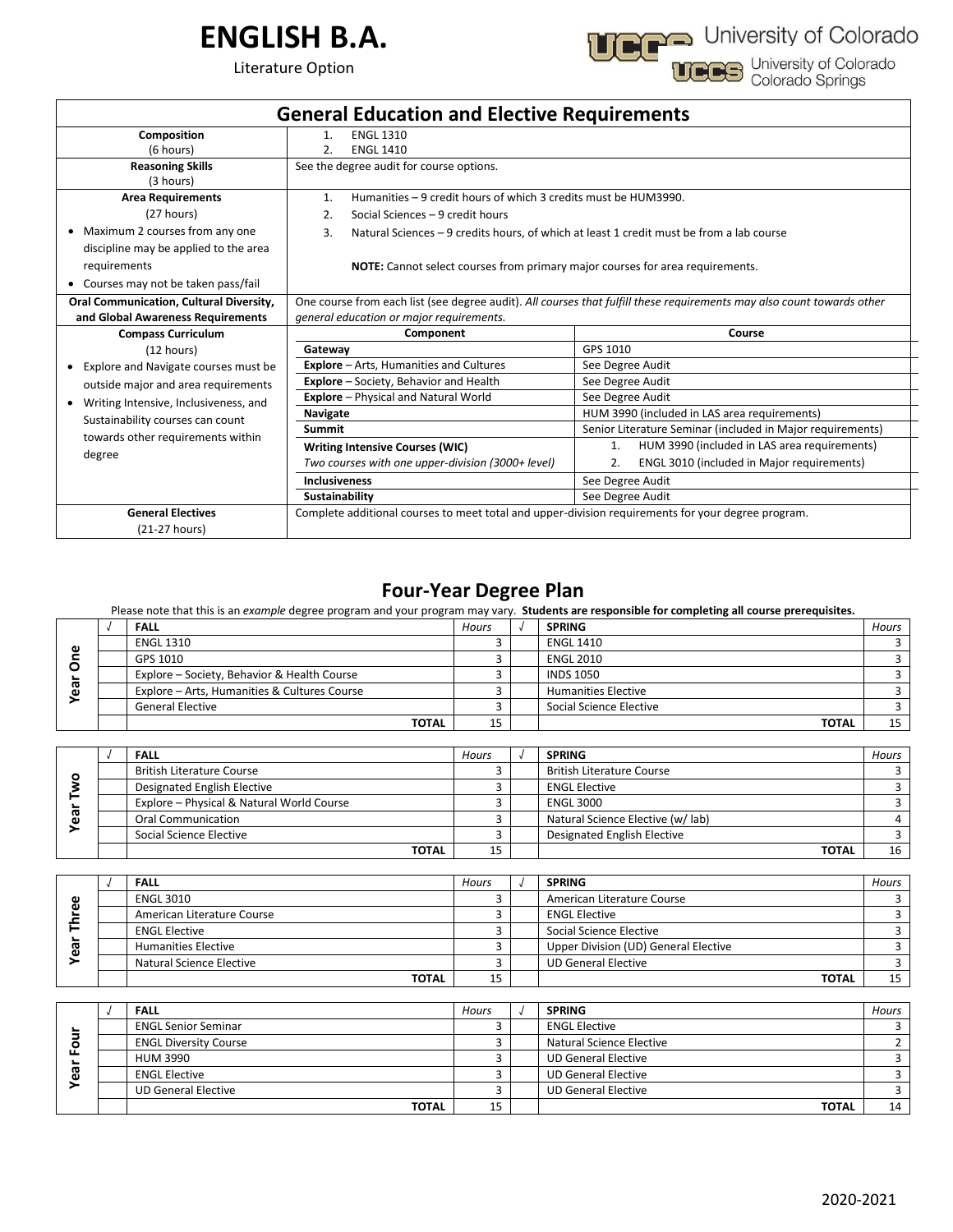# ENGLISH B.A.

Literature Option

University of Colorado
University of Colorado Colorado Springs

## General Education and Elective Requirements

| | |
|---|---|
| **Composition** (6 hours) | 1. ENGL 1310<br>2. ENGL 1410 |
| **Reasoning Skills** (3 hours) | See the degree audit for course options. |
| **Area Requirements** (27 hours)<br>• Maximum 2 courses from any one discipline may be applied to the area requirements<br>• Courses may not be taken pass/fail | 1. Humanities – 9 credit hours of which 3 credits must be HUM3990.<br>2. Social Sciences – 9 credit hours<br>3. Natural Sciences – 9 credits hours, of which at least 1 credit must be from a lab course<br><br>**NOTE:** Cannot select courses from primary major courses for area requirements. |
| **Oral Communication, Cultural Diversity, and Global Awareness Requirements** | One course from each list (see degree audit). *All courses that fulfill these requirements may also count towards other general education or major requirements.* |
| **General Electives** (21-27 hours) | Complete additional courses to meet total and upper-division requirements for your degree program. |

**Compass Curriculum** (12 hours)
- Explore and Navigate courses must be outside major and area requirements
- Writing Intensive, Inclusiveness, and Sustainability courses can count towards other requirements within degree

| Component | Course |
|---|---|
| **Gateway** | GPS 1010 |
| **Explore** – Arts, Humanities and Cultures | See Degree Audit |
| **Explore** – Society, Behavior and Health | See Degree Audit |
| **Explore** – Physical and Natural World | See Degree Audit |
| **Navigate** | HUM 3990 (included in LAS area requirements) |
| **Summit** | Senior Literature Seminar (included in Major requirements) |
| **Writing Intensive Courses (WIC)**<br>*Two courses with one upper-division (3000+ level)* | 1. HUM 3990 (included in LAS area requirements)<br>2. ENGL 3010 (included in Major requirements) |
| **Inclusiveness** | See Degree Audit |
| **Sustainability** | See Degree Audit |

## Four-Year Degree Plan

Please note that this is an *example* degree program and your program may vary. **Students are responsible for completing all course prerequisites.**

**Year One**

| √ | FALL | Hours | √ | SPRING | Hours |
|---|---|---|---|---|---|
| | ENGL 1310 | 3 | | ENGL 1410 | 3 |
| | GPS 1010 | 3 | | ENGL 2010 | 3 |
| | Explore – Society, Behavior & Health Course | 3 | | INDS 1050 | 3 |
| | Explore – Arts, Humanities & Cultures Course | 3 | | Humanities Elective | 3 |
| | General Elective | 3 | | Social Science Elective | 3 |
| | **TOTAL** | 15 | | **TOTAL** | 15 |

**Year Two**

| √ | FALL | Hours | √ | SPRING | Hours |
|---|---|---|---|---|---|
| | British Literature Course | 3 | | British Literature Course | 3 |
| | Designated English Elective | 3 | | ENGL Elective | 3 |
| | Explore – Physical & Natural World Course | 3 | | ENGL 3000 | 3 |
| | Oral Communication | 3 | | Natural Science Elective (w/ lab) | 4 |
| | Social Science Elective | 3 | | Designated English Elective | 3 |
| | **TOTAL** | 15 | | **TOTAL** | 16 |

**Year Three**

| √ | FALL | Hours | √ | SPRING | Hours |
|---|---|---|---|---|---|
| | ENGL 3010 | 3 | | American Literature Course | 3 |
| | American Literature Course | 3 | | ENGL Elective | 3 |
| | ENGL Elective | 3 | | Social Science Elective | 3 |
| | Humanities Elective | 3 | | Upper Division (UD) General Elective | 3 |
| | Natural Science Elective | 3 | | UD General Elective | 3 |
| | **TOTAL** | 15 | | **TOTAL** | 15 |

**Year Four**

| √ | FALL | Hours | √ | SPRING | Hours |
|---|---|---|---|---|---|
| | ENGL Senior Seminar | 3 | | ENGL Elective | 3 |
| | ENGL Diversity Course | 3 | | Natural Science Elective | 2 |
| | HUM 3990 | 3 | | UD General Elective | 3 |
| | ENGL Elective | 3 | | UD General Elective | 3 |
| | UD General Elective | 3 | | UD General Elective | 3 |
| | **TOTAL** | 15 | | **TOTAL** | 14 |

2020-2021